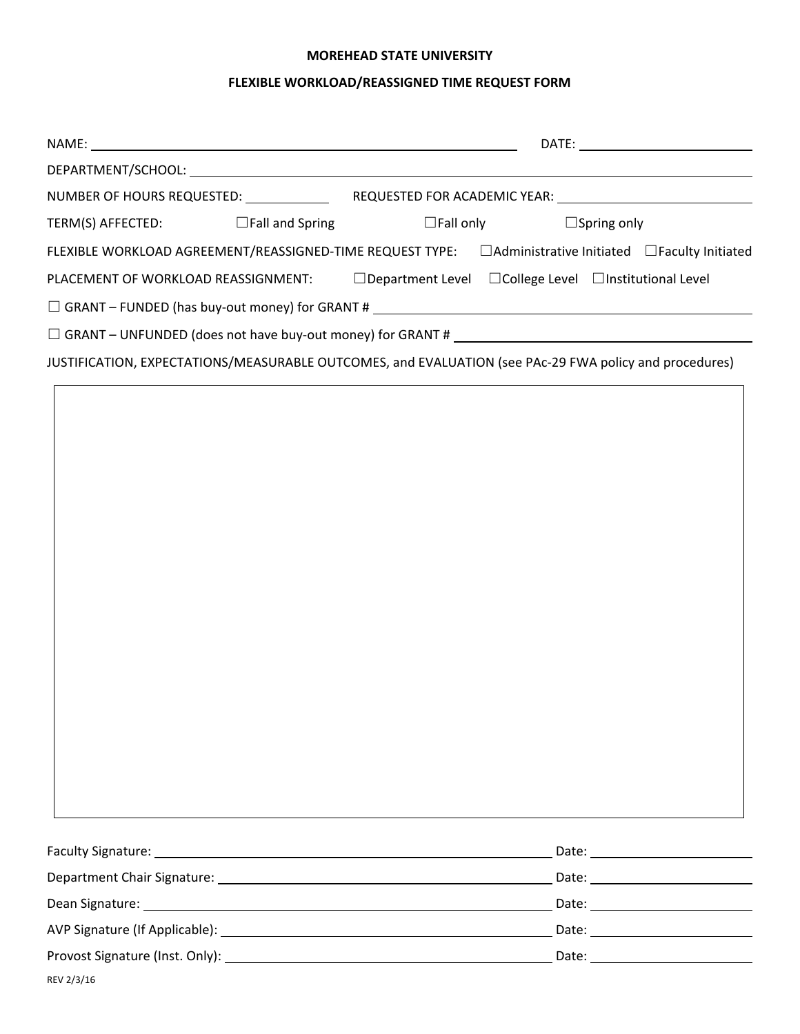**MOREHEAD STATE UNIVERSITY**

**FLEXIBLE WORKLOAD/REASSIGNED TIME REQUEST FORM**

NAME: ______________________________ DATE: ______________

DEPARTMENT/SCHOOL: ______________________________

NUMBER OF HOURS REQUESTED: __________ REQUESTED FOR ACADEMIC YEAR: ______________

TERM(S) AFFECTED: ☐Fall and Spring ☐Fall only ☐Spring only

FLEXIBLE WORKLOAD AGREEMENT/REASSIGNED-TIME REQUEST TYPE: ☐Administrative Initiated ☐Faculty Initiated

PLACEMENT OF WORKLOAD REASSIGNMENT: ☐Department Level ☐College Level ☐Institutional Level

☐ GRANT – FUNDED (has buy-out money) for GRANT # ______________________________

☐ GRANT – UNFUNDED (does not have buy-out money) for GRANT # ______________________________

JUSTIFICATION, EXPECTATIONS/MEASURABLE OUTCOMES, and EVALUATION (see PAc-29 FWA policy and procedures)

| |
|---|
| |

Faculty Signature: ______________________________ Date: ______________

Department Chair Signature: ______________________________ Date: ______________

Dean Signature: ______________________________ Date: ______________

AVP Signature (If Applicable): ______________________________ Date: ______________

Provost Signature (Inst. Only): ______________________________ Date: ______________

REV 2/3/16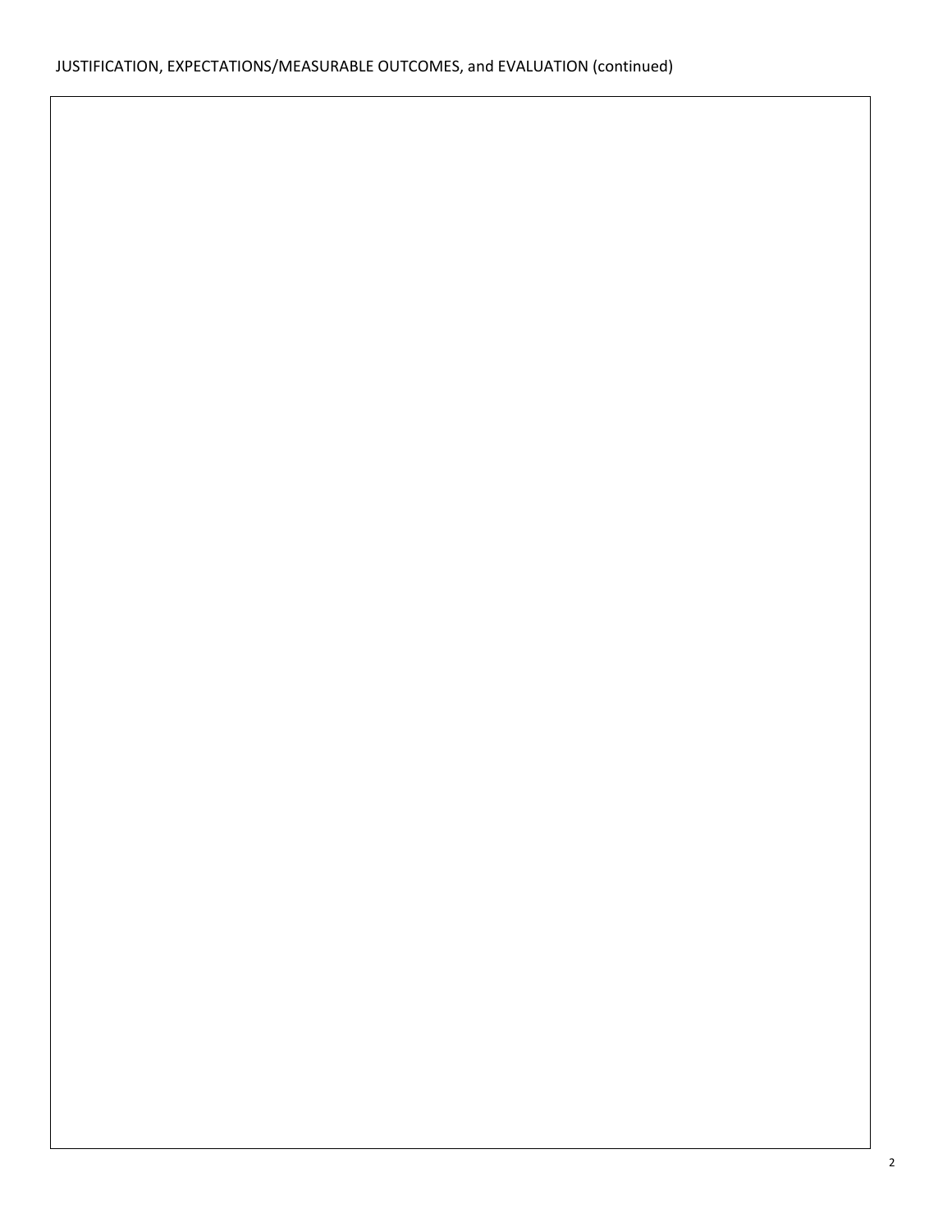JUSTIFICATION, EXPECTATIONS/MEASURABLE OUTCOMES, and EVALUATION (continued)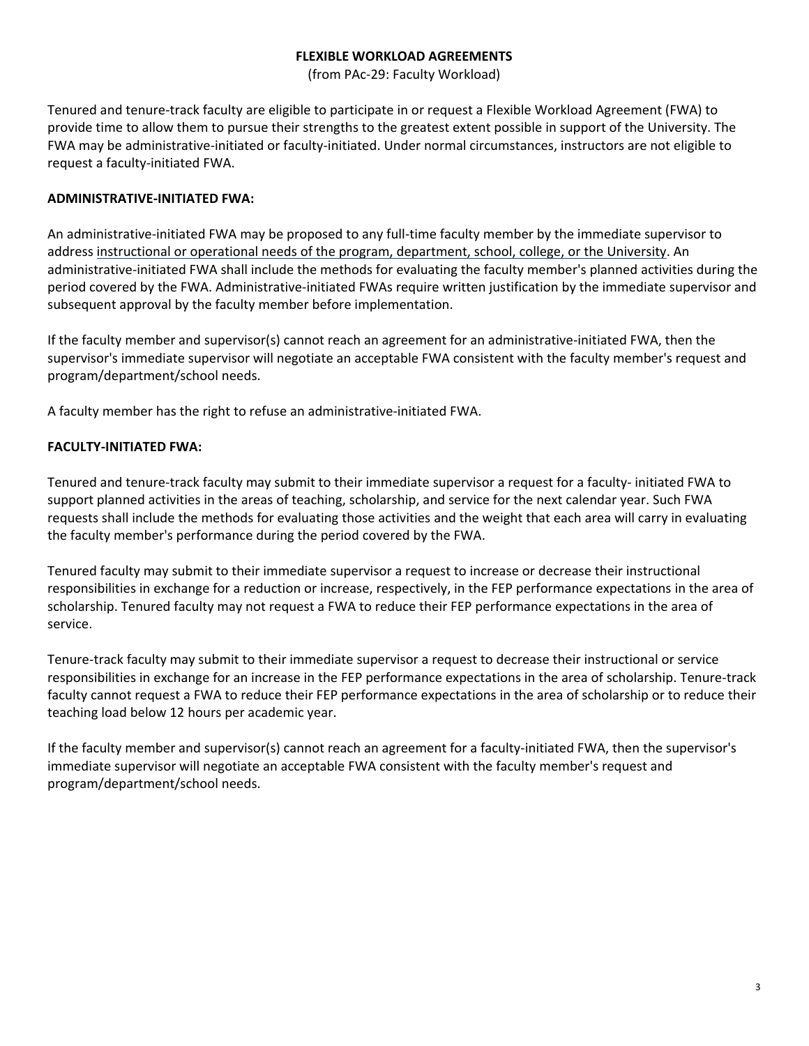# FLEXIBLE WORKLOAD AGREEMENTS

(from PAc-29: Faculty Workload)

Tenured and tenure-track faculty are eligible to participate in or request a Flexible Workload Agreement (FWA) to provide time to allow them to pursue their strengths to the greatest extent possible in support of the University. The FWA may be administrative-initiated or faculty-initiated. Under normal circumstances, instructors are not eligible to request a faculty-initiated FWA.

## ADMINISTRATIVE-INITIATED FWA:

An administrative-initiated FWA may be proposed to any full-time faculty member by the immediate supervisor to address instructional or operational needs of the program, department, school, college, or the University. An administrative-initiated FWA shall include the methods for evaluating the faculty member's planned activities during the period covered by the FWA. Administrative-initiated FWAs require written justification by the immediate supervisor and subsequent approval by the faculty member before implementation.

If the faculty member and supervisor(s) cannot reach an agreement for an administrative-initiated FWA, then the supervisor's immediate supervisor will negotiate an acceptable FWA consistent with the faculty member's request and program/department/school needs.

A faculty member has the right to refuse an administrative-initiated FWA.

## FACULTY-INITIATED FWA:

Tenured and tenure-track faculty may submit to their immediate supervisor a request for a faculty- initiated FWA to support planned activities in the areas of teaching, scholarship, and service for the next calendar year. Such FWA requests shall include the methods for evaluating those activities and the weight that each area will carry in evaluating the faculty member's performance during the period covered by the FWA.

Tenured faculty may submit to their immediate supervisor a request to increase or decrease their instructional responsibilities in exchange for a reduction or increase, respectively, in the FEP performance expectations in the area of scholarship. Tenured faculty may not request a FWA to reduce their FEP performance expectations in the area of service.

Tenure-track faculty may submit to their immediate supervisor a request to decrease their instructional or service responsibilities in exchange for an increase in the FEP performance expectations in the area of scholarship. Tenure-track faculty cannot request a FWA to reduce their FEP performance expectations in the area of scholarship or to reduce their teaching load below 12 hours per academic year.

If the faculty member and supervisor(s) cannot reach an agreement for a faculty-initiated FWA, then the supervisor's immediate supervisor will negotiate an acceptable FWA consistent with the faculty member's request and program/department/school needs.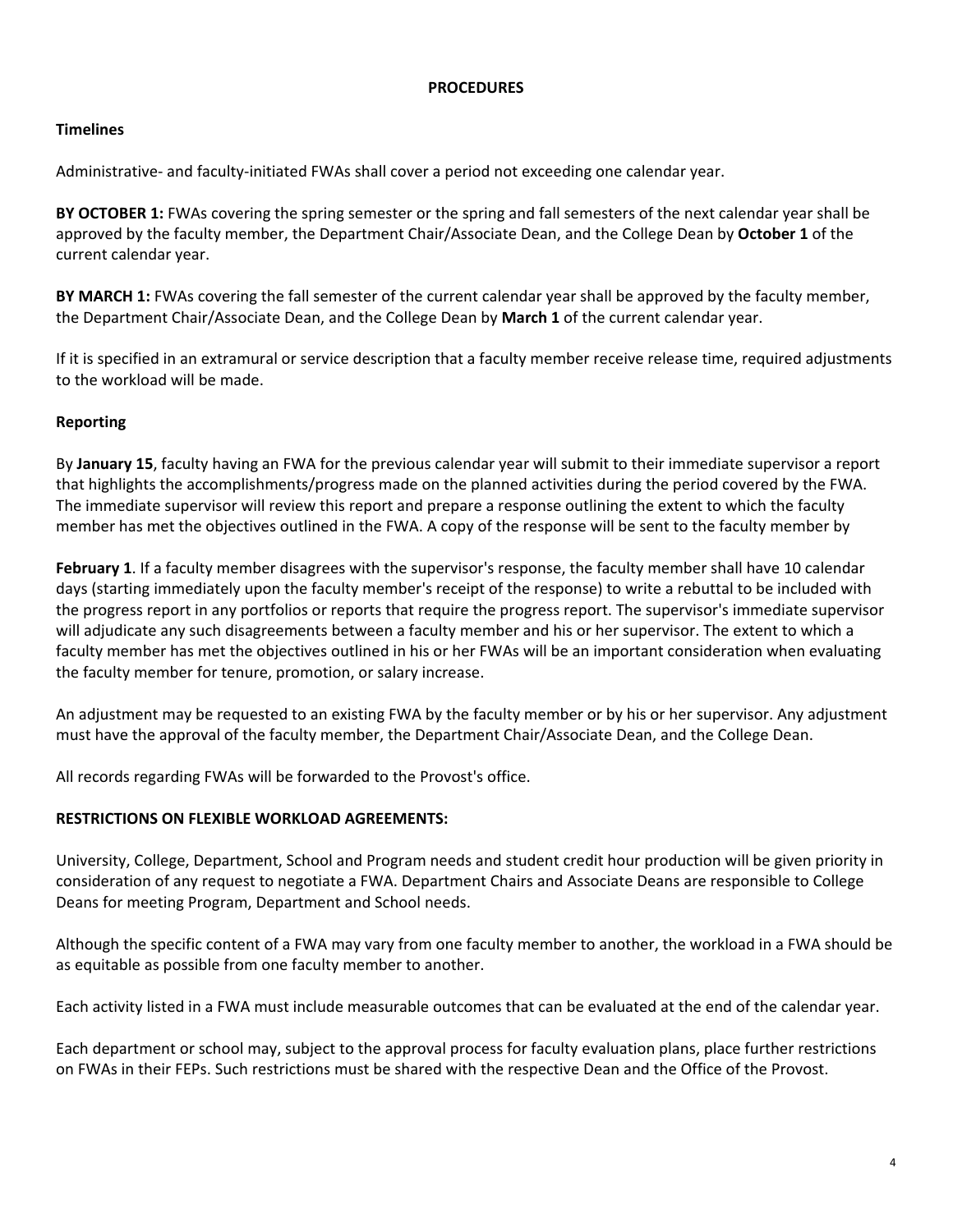## PROCEDURES

### Timelines

Administrative- and faculty-initiated FWAs shall cover a period not exceeding one calendar year.

**BY OCTOBER 1:** FWAs covering the spring semester or the spring and fall semesters of the next calendar year shall be approved by the faculty member, the Department Chair/Associate Dean, and the College Dean by **October 1** of the current calendar year.

**BY MARCH 1:** FWAs covering the fall semester of the current calendar year shall be approved by the faculty member, the Department Chair/Associate Dean, and the College Dean by **March 1** of the current calendar year.

If it is specified in an extramural or service description that a faculty member receive release time, required adjustments to the workload will be made.

### Reporting

By **January 15**, faculty having an FWA for the previous calendar year will submit to their immediate supervisor a report that highlights the accomplishments/progress made on the planned activities during the period covered by the FWA. The immediate supervisor will review this report and prepare a response outlining the extent to which the faculty member has met the objectives outlined in the FWA. A copy of the response will be sent to the faculty member by **February 1**. If a faculty member disagrees with the supervisor's response, the faculty member shall have 10 calendar days (starting immediately upon the faculty member's receipt of the response) to write a rebuttal to be included with the progress report in any portfolios or reports that require the progress report. The supervisor's immediate supervisor will adjudicate any such disagreements between a faculty member and his or her supervisor. The extent to which a faculty member has met the objectives outlined in his or her FWAs will be an important consideration when evaluating the faculty member for tenure, promotion, or salary increase.

An adjustment may be requested to an existing FWA by the faculty member or by his or her supervisor. Any adjustment must have the approval of the faculty member, the Department Chair/Associate Dean, and the College Dean.

All records regarding FWAs will be forwarded to the Provost's office.

### RESTRICTIONS ON FLEXIBLE WORKLOAD AGREEMENTS:

University, College, Department, School and Program needs and student credit hour production will be given priority in consideration of any request to negotiate a FWA. Department Chairs and Associate Deans are responsible to College Deans for meeting Program, Department and School needs.

Although the specific content of a FWA may vary from one faculty member to another, the workload in a FWA should be as equitable as possible from one faculty member to another.

Each activity listed in a FWA must include measurable outcomes that can be evaluated at the end of the calendar year.

Each department or school may, subject to the approval process for faculty evaluation plans, place further restrictions on FWAs in their FEPs. Such restrictions must be shared with the respective Dean and the Office of the Provost.